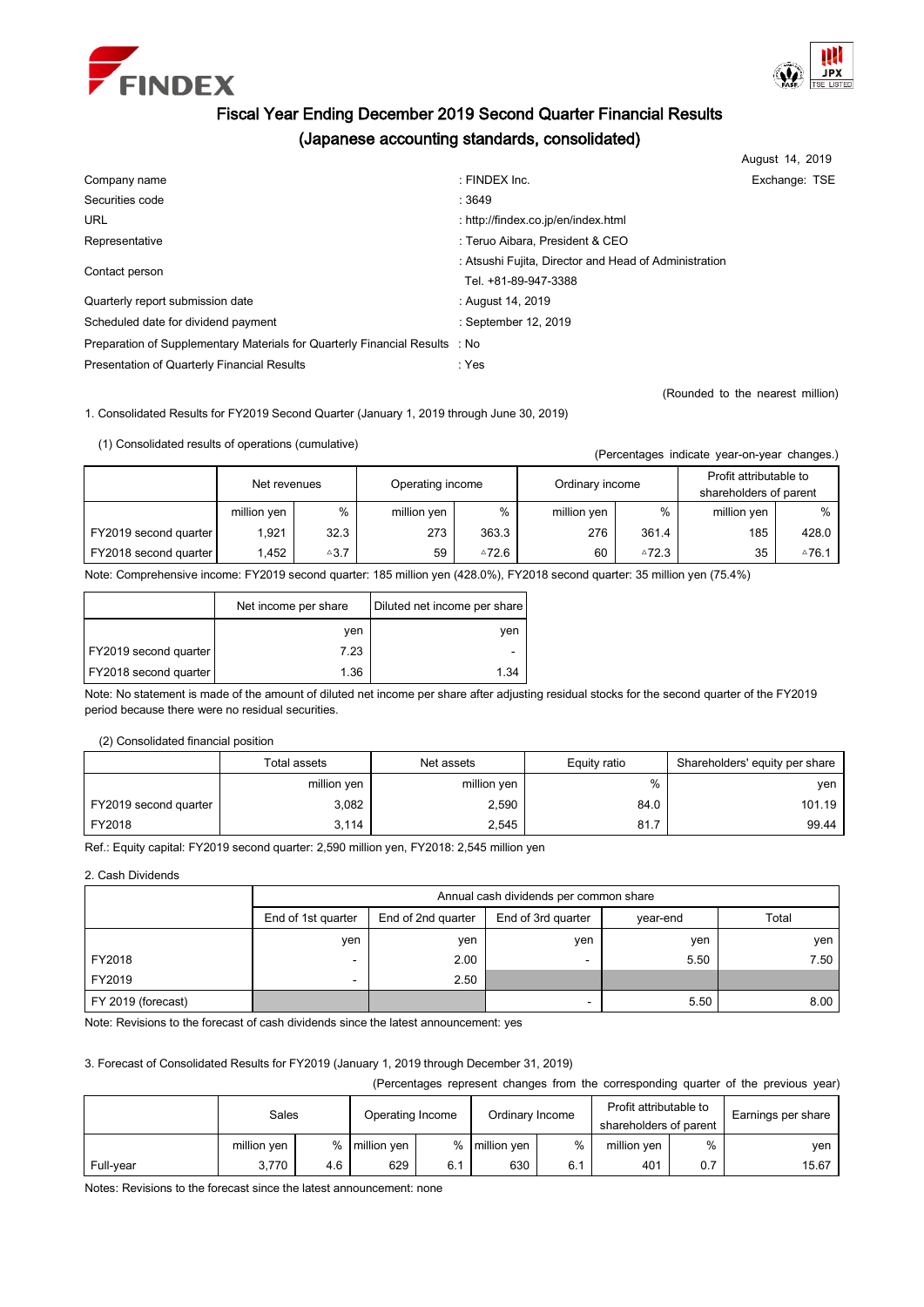FINDEX

# Fiscal Year Ending December 2019 Second Quarter Financial Results
## (Japanese accounting standards, consolidated)

August 14, 2019

| | | |
|---|---|---|
| Company name | : FINDEX Inc. | Exchange: TSE |
| Securities code | : 3649 | |
| URL | : http://findex.co.jp/en/index.html | |
| Representative | : Teruo Aibara, President & CEO | |
| Contact person | : Atsushi Fujita, Director and Head of Administration<br>Tel. +81-89-947-3388 | |
| Quarterly report submission date | : August 14, 2019 | |
| Scheduled date for dividend payment | : September 12, 2019 | |
| Preparation of Supplementary Materials for Quarterly Financial Results | : No | |
| Presentation of Quarterly Financial Results | : Yes | |

(Rounded to the nearest million)

1. Consolidated Results for FY2019 Second Quarter (January 1, 2019 through June 30, 2019)

(1) Consolidated results of operations (cumulative)

(Percentages indicate year-on-year changes.)

| | Net revenues | | Operating income | | Ordinary income | | Profit attributable to shareholders of parent | |
|---|---|---|---|---|---|---|---|---|
| | million yen | % | million yen | % | million yen | % | million yen | % |
| FY2019 second quarter | 1,921 | 32.3 | 273 | 363.3 | 276 | 361.4 | 185 | 428.0 |
| FY2018 second quarter | 1,452 | △3.7 | 59 | △72.6 | 60 | △72.3 | 35 | △76.1 |

Note: Comprehensive income: FY2019 second quarter: 185 million yen (428.0%), FY2018 second quarter: 35 million yen (75.4%)

| | Net income per share | Diluted net income per share |
|---|---|---|
| | yen | yen |
| FY2019 second quarter | 7.23 | - |
| FY2018 second quarter | 1.36 | 1.34 |

Note: No statement is made of the amount of diluted net income per share after adjusting residual stocks for the second quarter of the FY2019 period because there were no residual securities.

(2) Consolidated financial position

| | Total assets | Net assets | Equity ratio | Shareholders' equity per share |
|---|---|---|---|---|
| | million yen | million yen | % | yen |
| FY2019 second quarter | 3,082 | 2,590 | 84.0 | 101.19 |
| FY2018 | 3,114 | 2,545 | 81.7 | 99.44 |

Ref.: Equity capital: FY2019 second quarter: 2,590 million yen, FY2018: 2,545 million yen

2. Cash Dividends

| | Annual cash dividends per common share | | | | |
|---|---|---|---|---|---|
| | End of 1st quarter | End of 2nd quarter | End of 3rd quarter | year-end | Total |
| | yen | yen | yen | yen | yen |
| FY2018 | - | 2.00 | - | 5.50 | 7.50 |
| FY2019 | - | 2.50 | | | |
| FY 2019 (forecast) | | | - | 5.50 | 8.00 |

Note: Revisions to the forecast of cash dividends since the latest announcement: yes

3. Forecast of Consolidated Results for FY2019 (January 1, 2019 through December 31, 2019)

(Percentages represent changes from the corresponding quarter of the previous year)

| | Sales | | Operating Income | | Ordinary Income | | Profit attributable to shareholders of parent | | Earnings per share |
|---|---|---|---|---|---|---|---|---|---|
| | million yen | % | million yen | % | million yen | % | million yen | % | yen |
| Full-year | 3,770 | 4.6 | 629 | 6.1 | 630 | 6.1 | 401 | 0.7 | 15.67 |

Notes: Revisions to the forecast since the latest announcement: none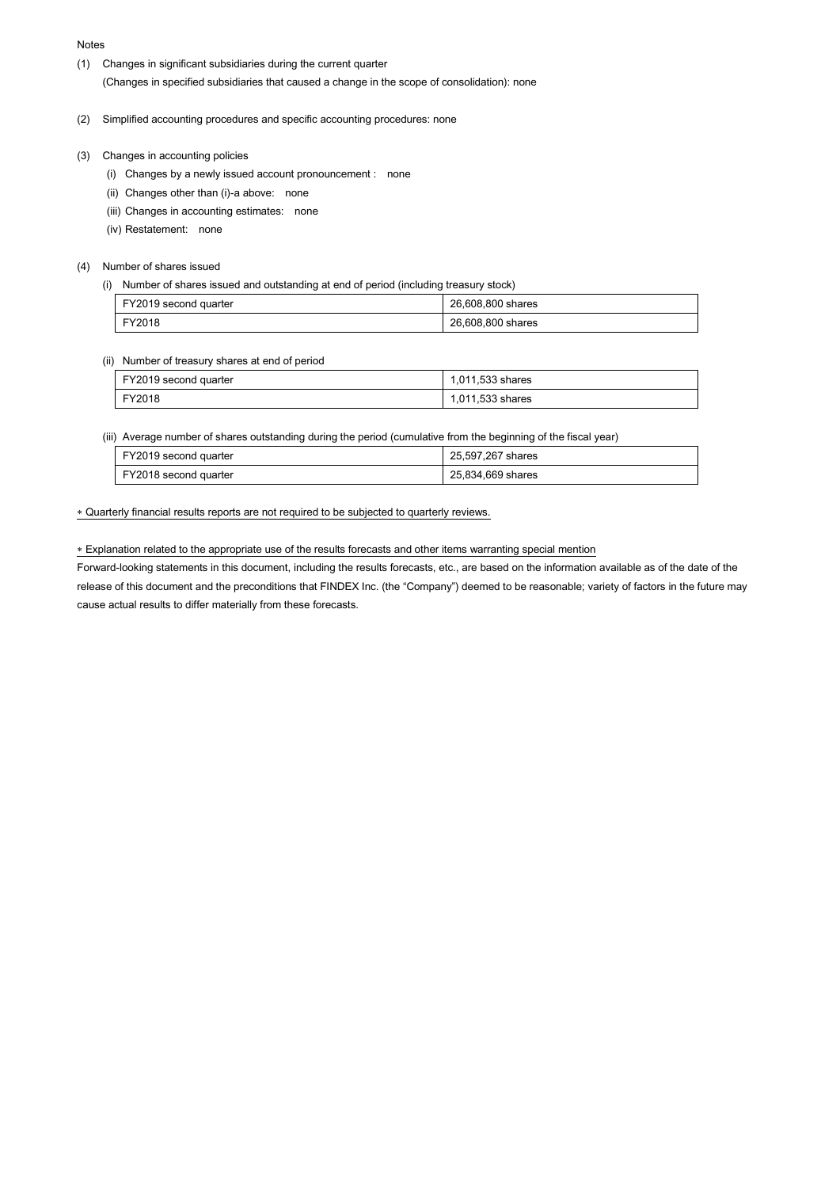Notes

(1) Changes in significant subsidiaries during the current quarter
(Changes in specified subsidiaries that caused a change in the scope of consolidation): none

(2) Simplified accounting procedures and specific accounting procedures: none

(3) Changes in accounting policies
(i) Changes by a newly issued account pronouncement : none
(ii) Changes other than (i)-a above: none
(iii) Changes in accounting estimates: none
(iv) Restatement: none

(4) Number of shares issued
(i) Number of shares issued and outstanding at end of period (including treasury stock)

| | |
|---|---|
| FY2019 second quarter | 26,608,800 shares |
| FY2018 | 26,608,800 shares |

(ii) Number of treasury shares at end of period

| | |
|---|---|
| FY2019 second quarter | 1,011,533 shares |
| FY2018 | 1,011,533 shares |

(iii) Average number of shares outstanding during the period (cumulative from the beginning of the fiscal year)

| | |
|---|---|
| FY2019 second quarter | 25,597,267 shares |
| FY2018 second quarter | 25,834,669 shares |

* Quarterly financial results reports are not required to be subjected to quarterly reviews.

* Explanation related to the appropriate use of the results forecasts and other items warranting special mention

Forward-looking statements in this document, including the results forecasts, etc., are based on the information available as of the date of the release of this document and the preconditions that FINDEX Inc. (the "Company") deemed to be reasonable; variety of factors in the future may cause actual results to differ materially from these forecasts.